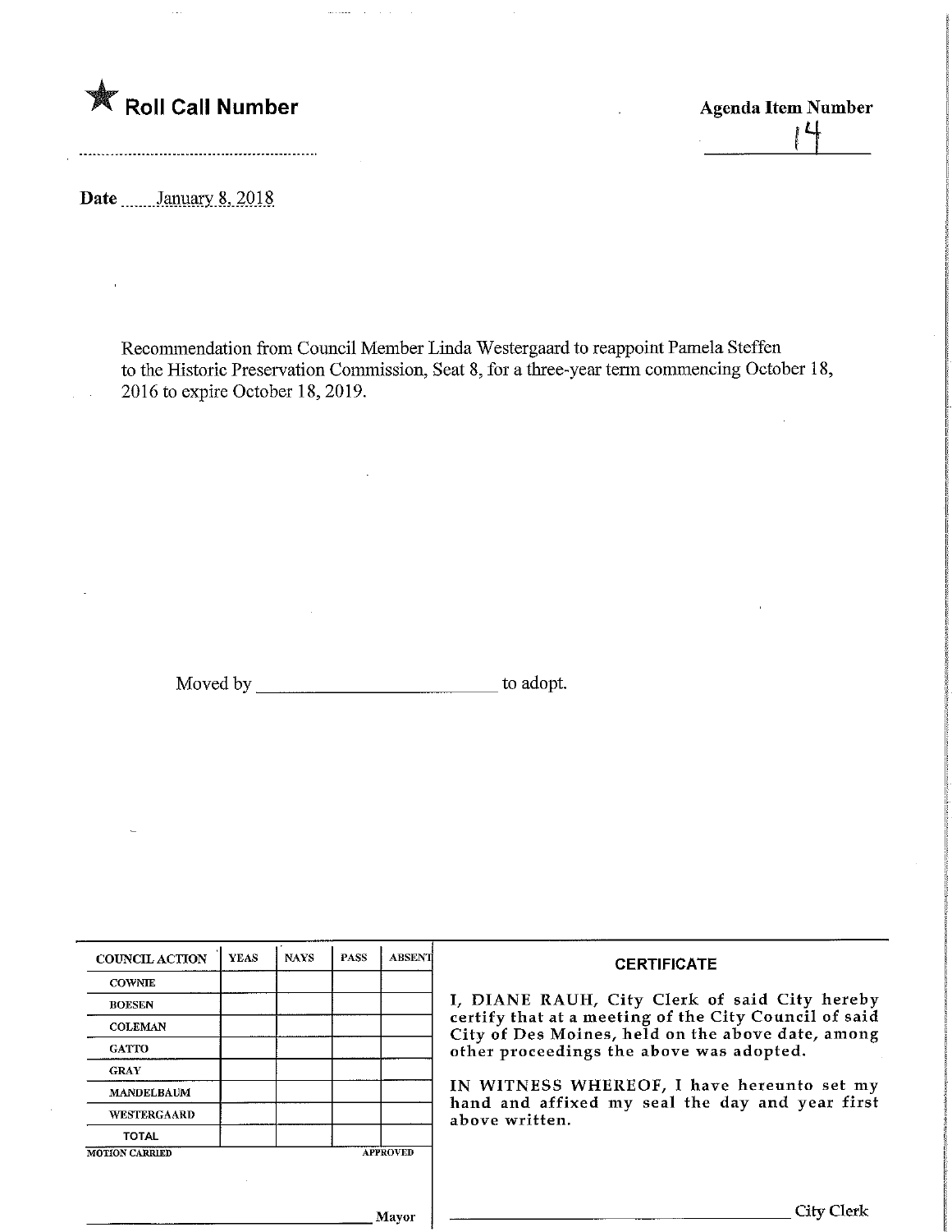★ **Roll Call Number**

**Agenda Item Number**

14

**Date** January 8, 2018

Recommendation from Council Member Linda Westergaard to reappoint Pamela Steffen to the Historic Preservation Commission, Seat 8, for a three-year term commencing October 18, 2016 to expire October 18, 2019.

Moved by ________________________ to adopt.

| COUNCIL ACTION | YEAS | NAYS | PASS | ABSENT |
|---|---|---|---|---|
| COWNIE | | | | |
| BOESEN | | | | |
| COLEMAN | | | | |
| GATTO | | | | |
| GRAY | | | | |
| MANDELBAUM | | | | |
| WESTERGAARD | | | | |
| TOTAL | | | | |

MOTION CARRIED APPROVED

________________________ Mayor

**CERTIFICATE**

I, DIANE RAUH, City Clerk of said City hereby certify that at a meeting of the City Council of said City of Des Moines, held on the above date, among other proceedings the above was adopted.

IN WITNESS WHEREOF, I have hereunto set my hand and affixed my seal the day and year first above written.

________________________ City Clerk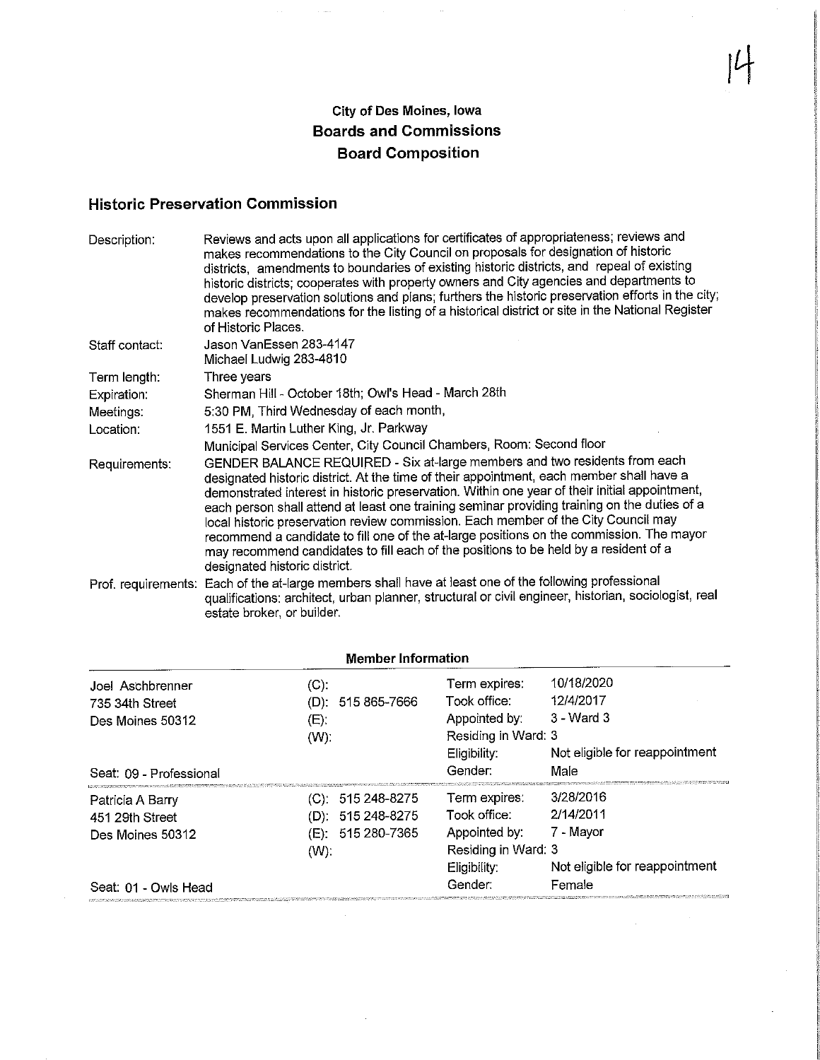# City of Des Moines, Iowa
## Boards and Commissions
## Board Composition

### Historic Preservation Commission

| | |
|---|---|
| Description: | Reviews and acts upon all applications for certificates of appropriateness; reviews and makes recommendations to the City Council on proposals for designation of historic districts, amendments to boundaries of existing historic districts, and repeal of existing historic districts; cooperates with property owners and City agencies and departments to develop preservation solutions and plans; furthers the historic preservation efforts in the city; makes recommendations for the listing of a historical district or site in the National Register of Historic Places. |
| Staff contact: | Jason VanEssen 283-4147<br>Michael Ludwig 283-4810 |
| Term length: | Three years |
| Expiration: | Sherman Hill - October 18th; Owl's Head - March 28th |
| Meetings: | 5:30 PM, Third Wednesday of each month, |
| Location: | 1551 E. Martin Luther King, Jr. Parkway<br>Municipal Services Center, City Council Chambers, Room: Second floor |
| Requirements: | GENDER BALANCE REQUIRED - Six at-large members and two residents from each designated historic district. At the time of their appointment, each member shall have a demonstrated interest in historic preservation. Within one year of their initial appointment, each person shall attend at least one training seminar providing training on the duties of a local historic preservation review commission. Each member of the City Council may recommend a candidate to fill one of the at-large positions on the commission. The mayor may recommend candidates to fill each of the positions to be held by a resident of a designated historic district. |
| Prof. requirements: | Each of the at-large members shall have at least one of the following professional qualifications: architect, urban planner, structural or civil engineer, historian, sociologist, real estate broker, or builder. |

**Member Information**

| Member | Phone | Field | Value |
|---|---|---|---|
| Joel Aschbrenner<br>735 34th Street<br>Des Moines 50312 | (C):<br>(D): 515 865-7666<br>(E):<br>(W): | Term expires:<br>Took office:<br>Appointed by:<br>Residing in Ward:<br>Eligibility:<br>Gender: | 10/18/2020<br>12/4/2017<br>3 - Ward 3<br>3<br>Not eligible for reappointment<br>Male |
| Seat: 09 - Professional | | | |
| Patricia A Barry<br>451 29th Street<br>Des Moines 50312 | (C): 515 248-8275<br>(D): 515 248-8275<br>(E): 515 280-7365<br>(W): | Term expires:<br>Took office:<br>Appointed by:<br>Residing in Ward:<br>Eligibility:<br>Gender: | 3/28/2016<br>2/14/2011<br>7 - Mayor<br>3<br>Not eligible for reappointment<br>Female |
| Seat: 01 - Owls Head | | | |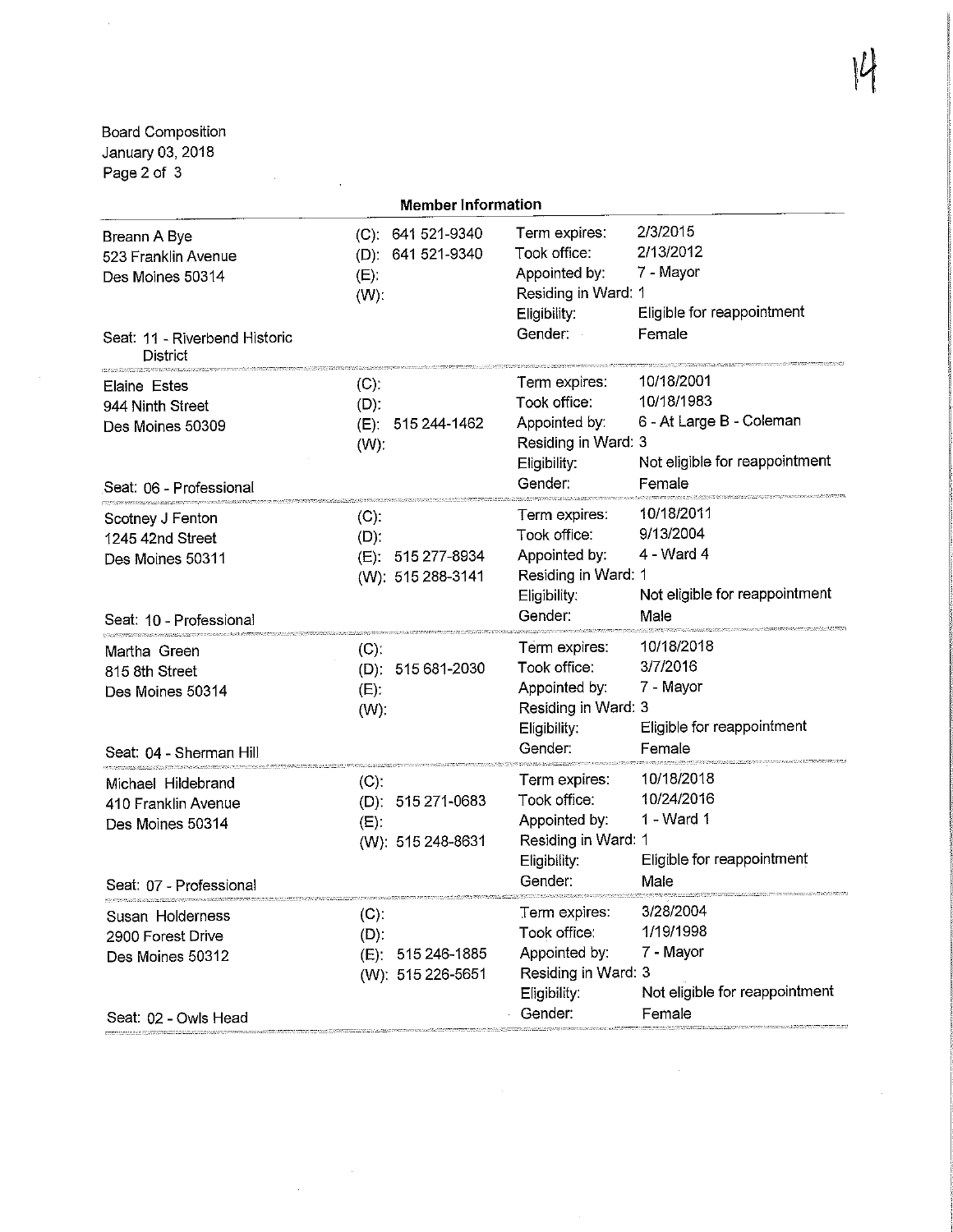Board Composition
January 03, 2018

## Member Information

| Member | Phone | Details | |
|---|---|---|---|
| Breann A Bye<br>523 Franklin Avenue<br>Des Moines 50314<br><br>Seat: 11 - Riverbend Historic District | (C): 641 521-9340<br>(D): 641 521-9340<br>(E):<br>(W): | Term expires:<br>Took office:<br>Appointed by:<br>Residing in Ward: 1<br>Eligibility:<br>Gender: | 2/3/2015<br>2/13/2012<br>7 - Mayor<br><br>Eligible for reappointment<br>Female |
| Elaine Estes<br>944 Ninth Street<br>Des Moines 50309<br><br>Seat: 06 - Professional | (C):<br>(D):<br>(E): 515 244-1462<br>(W): | Term expires:<br>Took office:<br>Appointed by:<br>Residing in Ward: 3<br>Eligibility:<br>Gender: | 10/18/2001<br>10/18/1983<br>6 - At Large B - Coleman<br><br>Not eligible for reappointment<br>Female |
| Scotney J Fenton<br>1245 42nd Street<br>Des Moines 50311<br><br>Seat: 10 - Professional | (C):<br>(D):<br>(E): 515 277-8934<br>(W): 515 288-3141 | Term expires:<br>Took office:<br>Appointed by:<br>Residing in Ward: 1<br>Eligibility:<br>Gender: | 10/18/2011<br>9/13/2004<br>4 - Ward 4<br><br>Not eligible for reappointment<br>Male |
| Martha Green<br>815 8th Street<br>Des Moines 50314<br><br>Seat: 04 - Sherman Hill | (C):<br>(D): 515 681-2030<br>(E):<br>(W): | Term expires:<br>Took office:<br>Appointed by:<br>Residing in Ward: 3<br>Eligibility:<br>Gender: | 10/18/2018<br>3/7/2016<br>7 - Mayor<br><br>Eligible for reappointment<br>Female |
| Michael Hildebrand<br>410 Franklin Avenue<br>Des Moines 50314<br><br>Seat: 07 - Professional | (C):<br>(D): 515 271-0683<br>(E):<br>(W): 515 248-8631 | Term expires:<br>Took office:<br>Appointed by:<br>Residing in Ward: 1<br>Eligibility:<br>Gender: | 10/18/2018<br>10/24/2016<br>1 - Ward 1<br><br>Eligible for reappointment<br>Male |
| Susan Holderness<br>2900 Forest Drive<br>Des Moines 50312<br><br>Seat: 02 - Owls Head | (C):<br>(D):<br>(E): 515 246-1885<br>(W): 515 226-5651 | Term expires:<br>Took office:<br>Appointed by:<br>Residing in Ward: 3<br>Eligibility:<br>Gender: | 3/28/2004<br>1/19/1998<br>7 - Mayor<br><br>Not eligible for reappointment<br>Female |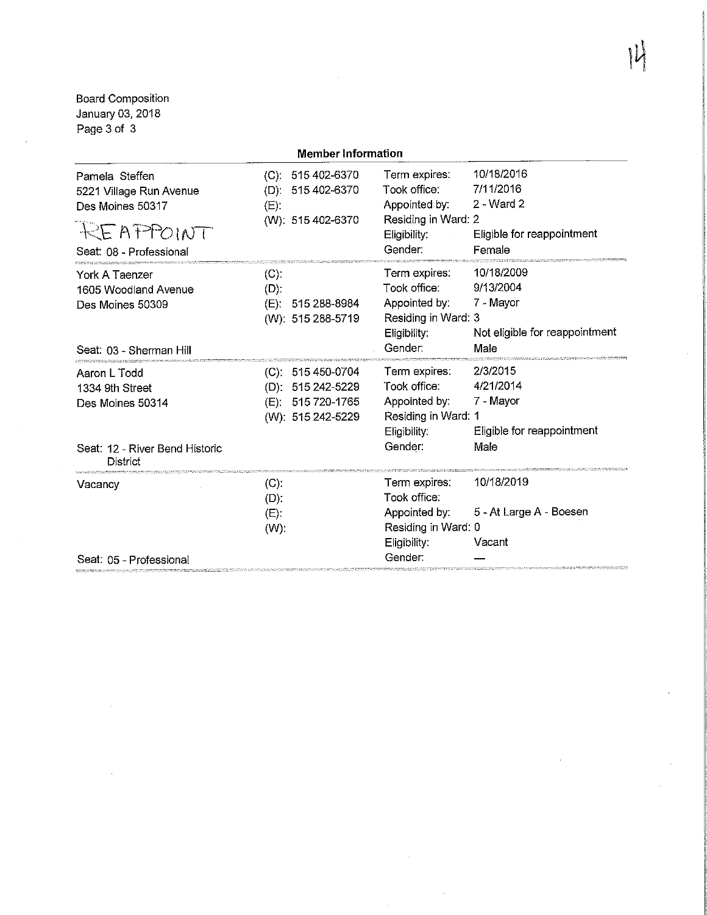Board Composition
January 03, 2018

**Member Information**

| | | | |
|---|---|---|---|
| Pamela Steffen<br>5221 Village Run Avenue<br>Des Moines 50317<br>REAPPOINT<br>Seat: 08 - Professional | (C): 515 402-6370<br>(D): 515 402-6370<br>(E):<br>(W): 515 402-6370 | Term expires:<br>Took office:<br>Appointed by:<br>Residing in Ward: 2<br>Eligibility:<br>Gender: | 10/18/2016<br>7/11/2016<br>2 - Ward 2<br><br>Eligible for reappointment<br>Female |
| York A Taenzer<br>1605 Woodland Avenue<br>Des Moines 50309<br><br>Seat: 03 - Sherman Hill | (C):<br>(D):<br>(E): 515 288-8984<br>(W): 515 288-5719 | Term expires:<br>Took office:<br>Appointed by:<br>Residing in Ward: 3<br>Eligibility:<br>Gender: | 10/18/2009<br>9/13/2004<br>7 - Mayor<br><br>Not eligible for reappointment<br>Male |
| Aaron L Todd<br>1334 9th Street<br>Des Moines 50314<br><br>Seat: 12 - River Bend Historic District | (C): 515 450-0704<br>(D): 515 242-5229<br>(E): 515 720-1765<br>(W): 515 242-5229 | Term expires:<br>Took office:<br>Appointed by:<br>Residing in Ward: 1<br>Eligibility:<br>Gender: | 2/3/2015<br>4/21/2014<br>7 - Mayor<br><br>Eligible for reappointment<br>Male |
| Vacancy<br><br><br><br>Seat: 05 - Professional | (C):<br>(D):<br>(E):<br>(W): | Term expires:<br>Took office:<br>Appointed by:<br>Residing in Ward: 0<br>Eligibility:<br>Gender: | 10/18/2019<br><br>5 - At Large A - Boesen<br><br>Vacant<br>— |